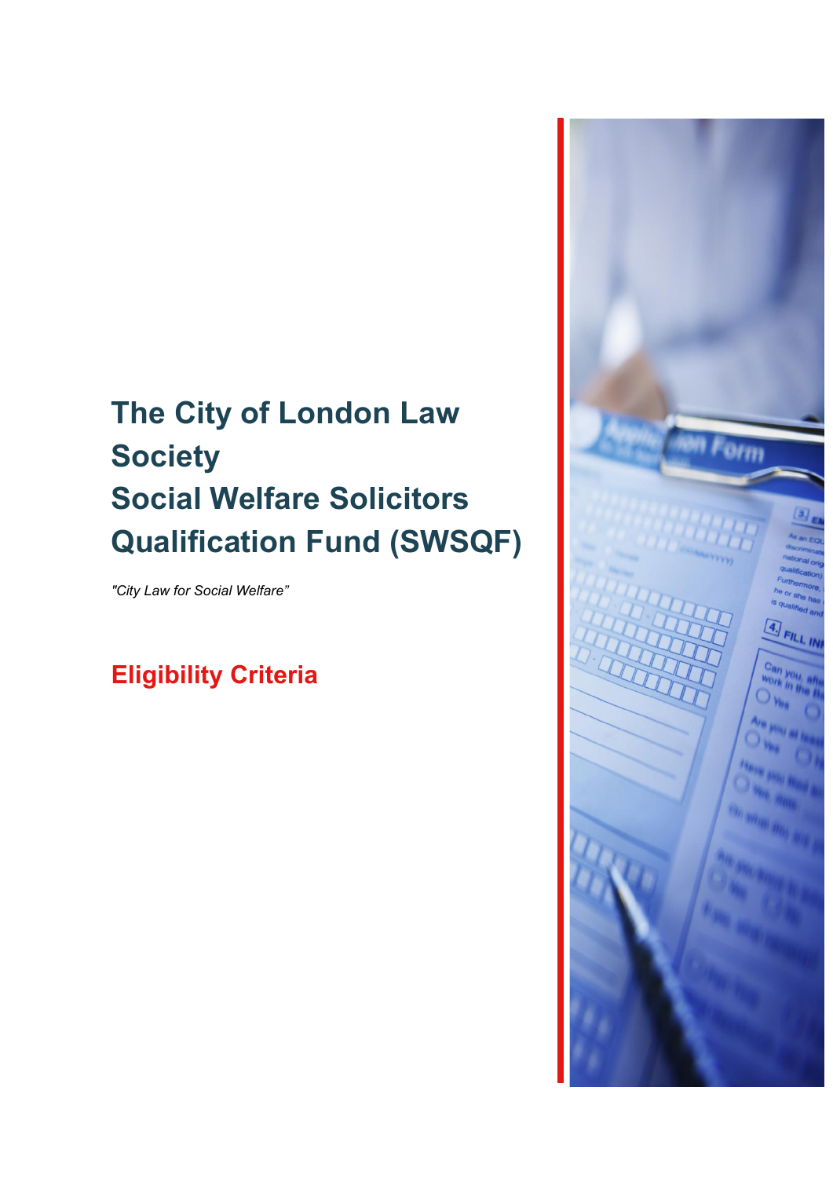# The City of London Law Society Social Welfare Solicitors Qualification Fund (SWSQF)

*"City Law for Social Welfare"*

## Eligibility Criteria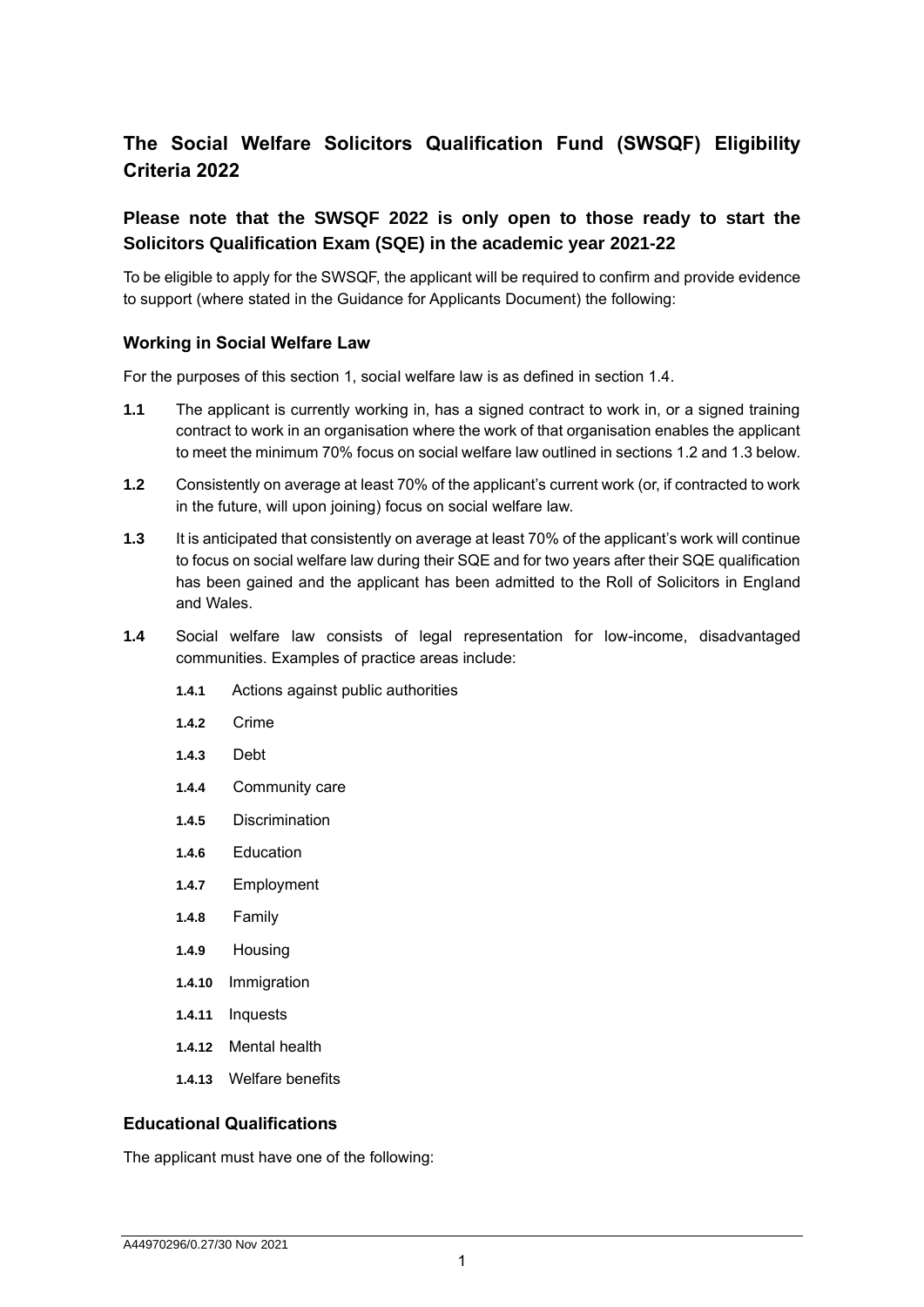# The Social Welfare Solicitors Qualification Fund (SWSQF) Eligibility Criteria 2022

## Please note that the SWSQF 2022 is only open to those ready to start the Solicitors Qualification Exam (SQE) in the academic year 2021-22

To be eligible to apply for the SWSQF, the applicant will be required to confirm and provide evidence to support (where stated in the Guidance for Applicants Document) the following:

### Working in Social Welfare Law

For the purposes of this section 1, social welfare law is as defined in section 1.4.

**1.1** The applicant is currently working in, has a signed contract to work in, or a signed training contract to work in an organisation where the work of that organisation enables the applicant to meet the minimum 70% focus on social welfare law outlined in sections 1.2 and 1.3 below.

**1.2** Consistently on average at least 70% of the applicant's current work (or, if contracted to work in the future, will upon joining) focus on social welfare law.

**1.3** It is anticipated that consistently on average at least 70% of the applicant's work will continue to focus on social welfare law during their SQE and for two years after their SQE qualification has been gained and the applicant has been admitted to the Roll of Solicitors in England and Wales.

**1.4** Social welfare law consists of legal representation for low-income, disadvantaged communities. Examples of practice areas include:

- **1.4.1** Actions against public authorities
- **1.4.2** Crime
- **1.4.3** Debt
- **1.4.4** Community care
- **1.4.5** Discrimination
- **1.4.6** Education
- **1.4.7** Employment
- **1.4.8** Family
- **1.4.9** Housing
- **1.4.10** Immigration
- **1.4.11** Inquests
- **1.4.12** Mental health
- **1.4.13** Welfare benefits

### Educational Qualifications

The applicant must have one of the following: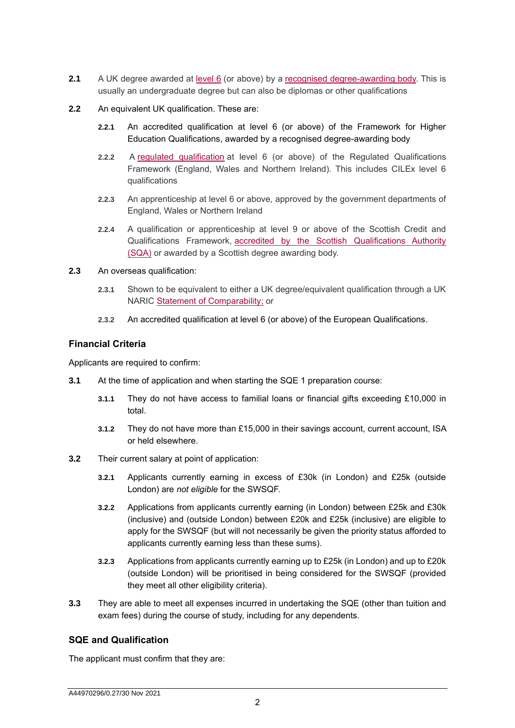**2.1** A UK degree awarded at [level 6](#) (or above) by a [recognised degree-awarding body](#). This is usually an undergraduate degree but can also be diplomas or other qualifications

**2.2** An equivalent UK qualification. These are:

- **2.2.1** An accredited qualification at level 6 (or above) of the Framework for Higher Education Qualifications, awarded by a recognised degree-awarding body
- **2.2.2** A [regulated qualification](#) at level 6 (or above) of the Regulated Qualifications Framework (England, Wales and Northern Ireland). This includes CILEx level 6 qualifications
- **2.2.3** An apprenticeship at level 6 or above, approved by the government departments of England, Wales or Northern Ireland
- **2.2.4** A qualification or apprenticeship at level 9 or above of the Scottish Credit and Qualifications Framework, [accredited by the Scottish Qualifications Authority (SQA)](#) or awarded by a Scottish degree awarding body.

**2.3** An overseas qualification:

- **2.3.1** Shown to be equivalent to either a UK degree/equivalent qualification through a UK NARIC [Statement of Comparability;](#) or
- **2.3.2** An accredited qualification at level 6 (or above) of the European Qualifications.

## Financial Criteria

Applicants are required to confirm:

**3.1** At the time of application and when starting the SQE 1 preparation course:

- **3.1.1** They do not have access to familial loans or financial gifts exceeding £10,000 in total.
- **3.1.2** They do not have more than £15,000 in their savings account, current account, ISA or held elsewhere.

**3.2** Their current salary at point of application:

- **3.2.1** Applicants currently earning in excess of £30k (in London) and £25k (outside London) are *not eligible* for the SWSQF.
- **3.2.2** Applications from applicants currently earning (in London) between £25k and £30k (inclusive) and (outside London) between £20k and £25k (inclusive) are eligible to apply for the SWSQF (but will not necessarily be given the priority status afforded to applicants currently earning less than these sums).
- **3.2.3** Applications from applicants currently earning up to £25k (in London) and up to £20k (outside London) will be prioritised in being considered for the SWSQF (provided they meet all other eligibility criteria).

**3.3** They are able to meet all expenses incurred in undertaking the SQE (other than tuition and exam fees) during the course of study, including for any dependents.

## SQE and Qualification

The applicant must confirm that they are: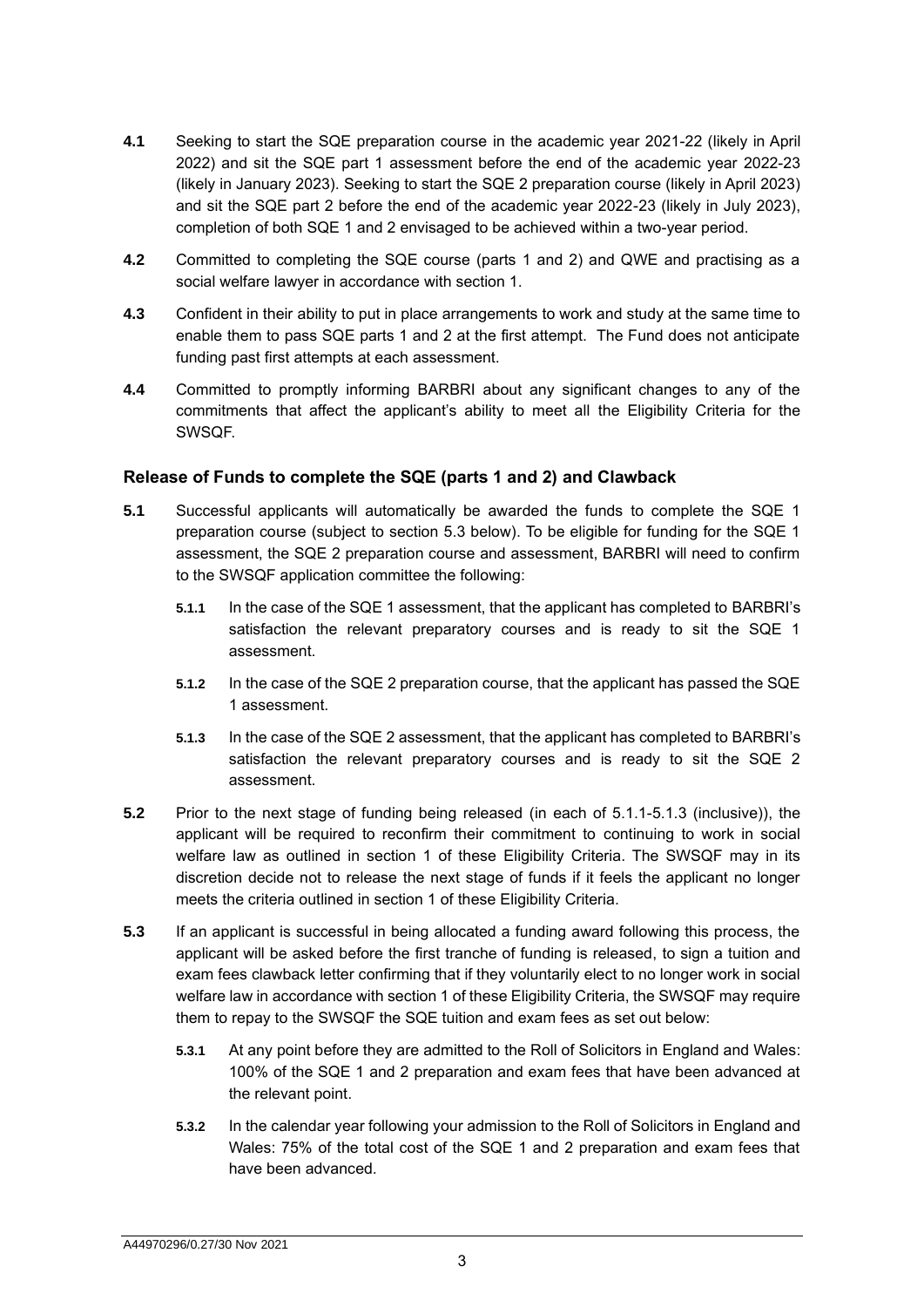**4.1** Seeking to start the SQE preparation course in the academic year 2021-22 (likely in April 2022) and sit the SQE part 1 assessment before the end of the academic year 2022-23 (likely in January 2023). Seeking to start the SQE 2 preparation course (likely in April 2023) and sit the SQE part 2 before the end of the academic year 2022-23 (likely in July 2023), completion of both SQE 1 and 2 envisaged to be achieved within a two-year period.

**4.2** Committed to completing the SQE course (parts 1 and 2) and QWE and practising as a social welfare lawyer in accordance with section 1.

**4.3** Confident in their ability to put in place arrangements to work and study at the same time to enable them to pass SQE parts 1 and 2 at the first attempt. The Fund does not anticipate funding past first attempts at each assessment.

**4.4** Committed to promptly informing BARBRI about any significant changes to any of the commitments that affect the applicant's ability to meet all the Eligibility Criteria for the SWSQF.

### Release of Funds to complete the SQE (parts 1 and 2) and Clawback

**5.1** Successful applicants will automatically be awarded the funds to complete the SQE 1 preparation course (subject to section 5.3 below). To be eligible for funding for the SQE 1 assessment, the SQE 2 preparation course and assessment, BARBRI will need to confirm to the SWSQF application committee the following:

- **5.1.1** In the case of the SQE 1 assessment, that the applicant has completed to BARBRI's satisfaction the relevant preparatory courses and is ready to sit the SQE 1 assessment.
- **5.1.2** In the case of the SQE 2 preparation course, that the applicant has passed the SQE 1 assessment.
- **5.1.3** In the case of the SQE 2 assessment, that the applicant has completed to BARBRI's satisfaction the relevant preparatory courses and is ready to sit the SQE 2 assessment.

**5.2** Prior to the next stage of funding being released (in each of 5.1.1-5.1.3 (inclusive)), the applicant will be required to reconfirm their commitment to continuing to work in social welfare law as outlined in section 1 of these Eligibility Criteria. The SWSQF may in its discretion decide not to release the next stage of funds if it feels the applicant no longer meets the criteria outlined in section 1 of these Eligibility Criteria.

**5.3** If an applicant is successful in being allocated a funding award following this process, the applicant will be asked before the first tranche of funding is released, to sign a tuition and exam fees clawback letter confirming that if they voluntarily elect to no longer work in social welfare law in accordance with section 1 of these Eligibility Criteria, the SWSQF may require them to repay to the SWSQF the SQE tuition and exam fees as set out below:

- **5.3.1** At any point before they are admitted to the Roll of Solicitors in England and Wales: 100% of the SQE 1 and 2 preparation and exam fees that have been advanced at the relevant point.
- **5.3.2** In the calendar year following your admission to the Roll of Solicitors in England and Wales: 75% of the total cost of the SQE 1 and 2 preparation and exam fees that have been advanced.

A44970296/0.27/30 Nov 2021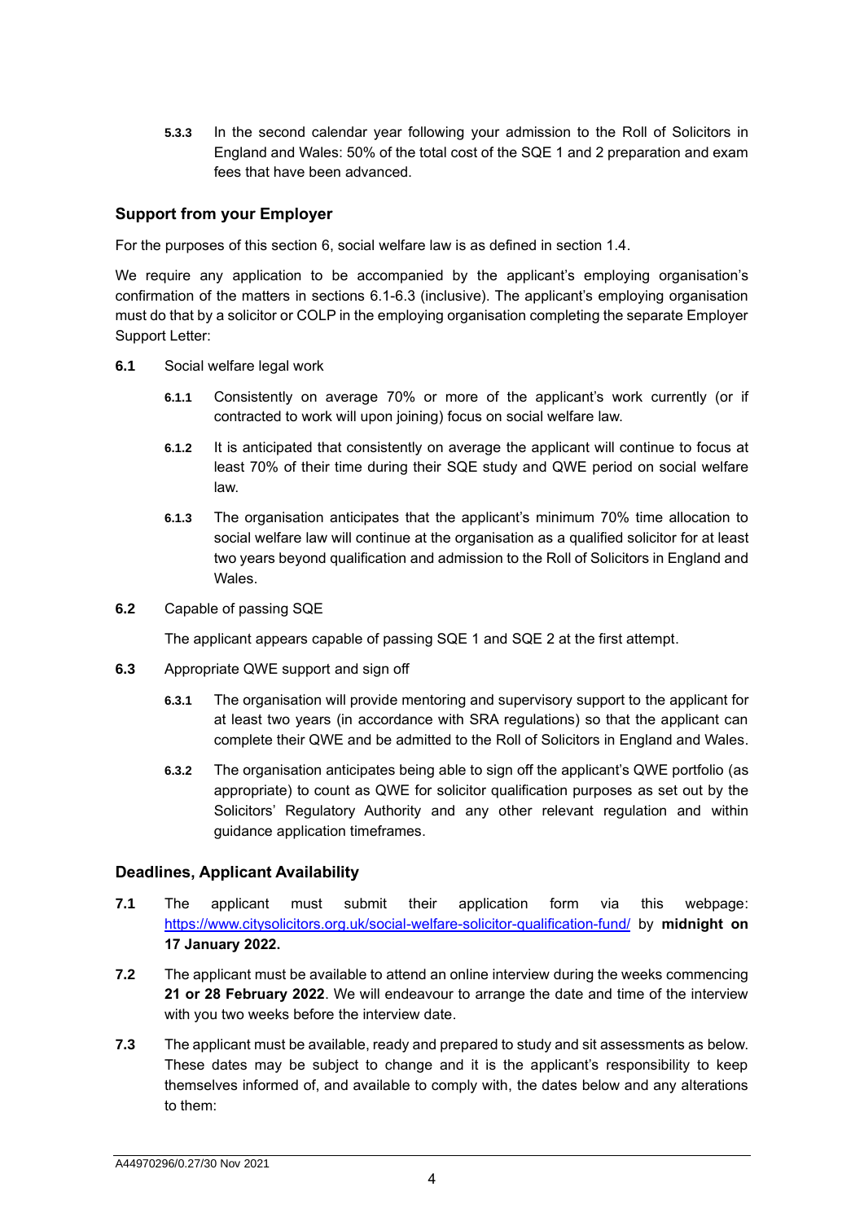**5.3.3** In the second calendar year following your admission to the Roll of Solicitors in England and Wales: 50% of the total cost of the SQE 1 and 2 preparation and exam fees that have been advanced.

## Support from your Employer

For the purposes of this section 6, social welfare law is as defined in section 1.4.

We require any application to be accompanied by the applicant's employing organisation's confirmation of the matters in sections 6.1-6.3 (inclusive). The applicant's employing organisation must do that by a solicitor or COLP in the employing organisation completing the separate Employer Support Letter:

**6.1** Social welfare legal work

**6.1.1** Consistently on average 70% or more of the applicant's work currently (or if contracted to work will upon joining) focus on social welfare law.

**6.1.2** It is anticipated that consistently on average the applicant will continue to focus at least 70% of their time during their SQE study and QWE period on social welfare law.

**6.1.3** The organisation anticipates that the applicant's minimum 70% time allocation to social welfare law will continue at the organisation as a qualified solicitor for at least two years beyond qualification and admission to the Roll of Solicitors in England and Wales.

**6.2** Capable of passing SQE

The applicant appears capable of passing SQE 1 and SQE 2 at the first attempt.

**6.3** Appropriate QWE support and sign off

**6.3.1** The organisation will provide mentoring and supervisory support to the applicant for at least two years (in accordance with SRA regulations) so that the applicant can complete their QWE and be admitted to the Roll of Solicitors in England and Wales.

**6.3.2** The organisation anticipates being able to sign off the applicant's QWE portfolio (as appropriate) to count as QWE for solicitor qualification purposes as set out by the Solicitors' Regulatory Authority and any other relevant regulation and within guidance application timeframes.

## Deadlines, Applicant Availability

**7.1** The applicant must submit their application form via this webpage: https://www.citysolicitors.org.uk/social-welfare-solicitor-qualification-fund/ by **midnight on 17 January 2022.**

**7.2** The applicant must be available to attend an online interview during the weeks commencing **21 or 28 February 2022**. We will endeavour to arrange the date and time of the interview with you two weeks before the interview date.

**7.3** The applicant must be available, ready and prepared to study and sit assessments as below. These dates may be subject to change and it is the applicant's responsibility to keep themselves informed of, and available to comply with, the dates below and any alterations to them:

A44970296/0.27/30 Nov 2021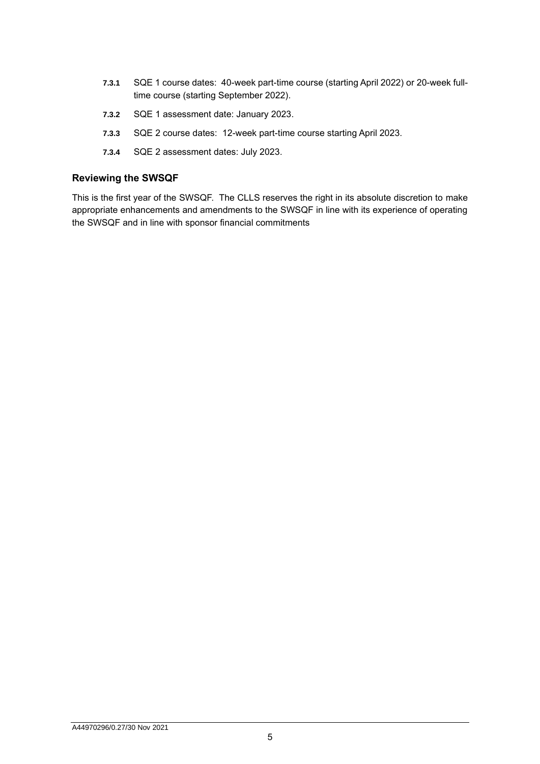**7.3.1** SQE 1 course dates: 40-week part-time course (starting April 2022) or 20-week full-time course (starting September 2022).

**7.3.2** SQE 1 assessment date: January 2023.

**7.3.3** SQE 2 course dates: 12-week part-time course starting April 2023.

**7.3.4** SQE 2 assessment dates: July 2023.

### Reviewing the SWSQF

This is the first year of the SWSQF. The CLLS reserves the right in its absolute discretion to make appropriate enhancements and amendments to the SWSQF in line with its experience of operating the SWSQF and in line with sponsor financial commitments